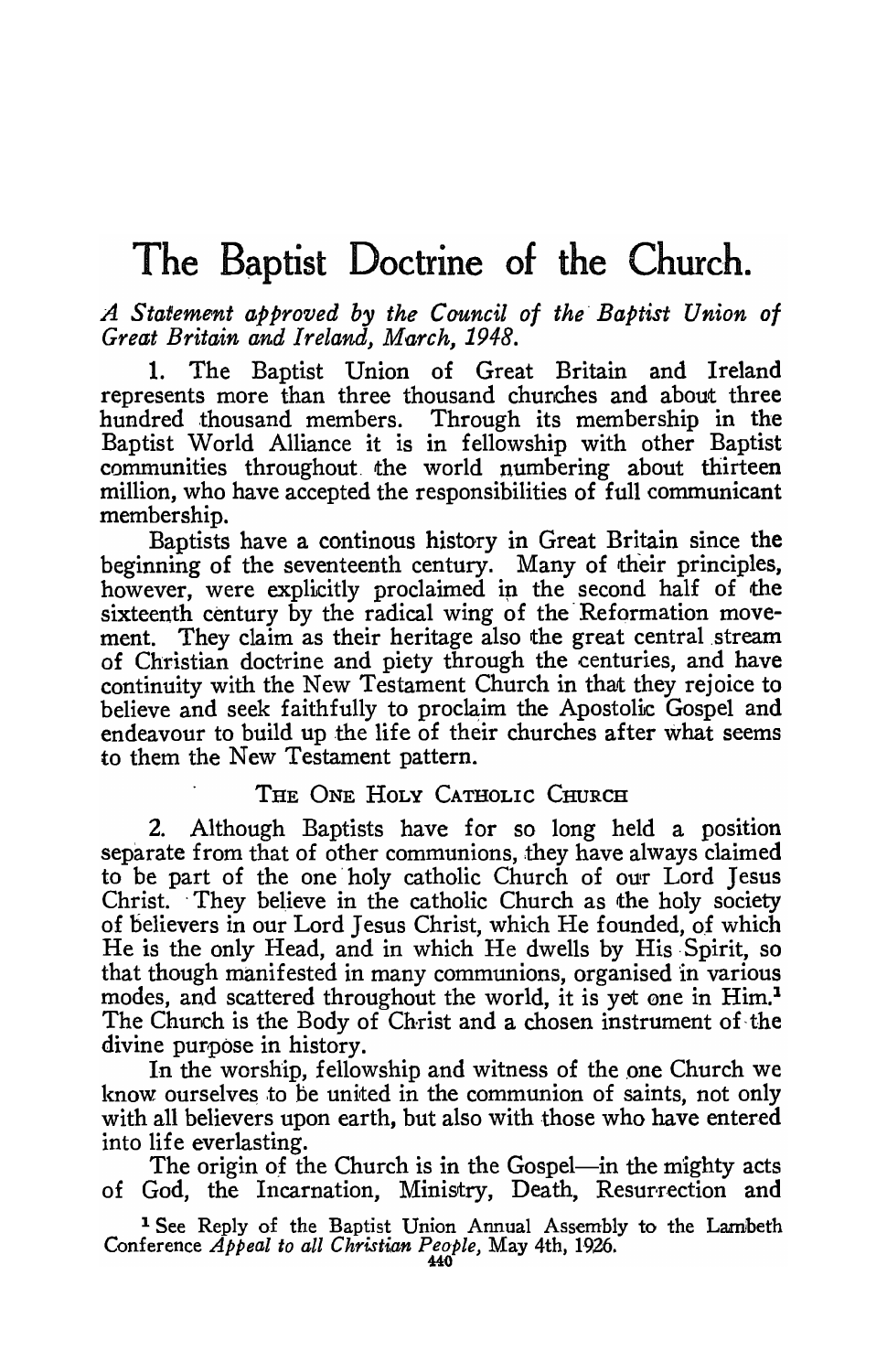# The Baptist Doctrine of the Church.

*A Statement approved by the Council of the Baptist Union of Great Britain and Ireland, March, 1948.*

1. The Baptist Union of Great Britain and Ireland represents more than three thousand churches and about three hundred thousand members. Through its membership in the Baptist World Alliance it is in fellowship with other Baptist communities throughout the world numbering about thirteen million, who have accepted the responsibilities of full communicant membership.

Baptists have a continous history in Great Britain since the beginning of the seventeenth century. Many of their principles, however, were explicitly proclaimed in the second half of the sixteenth century by the radical wing of the Reformation movement. They claim as their heritage also the great central stream of Christian doctrine and piety through the centuries, and have continuity with the New Testament Church in that they rejoice to believe and seek faithfully to proclaim the Apostolic Gospel and endeavour to build up the life of their churches after what seems to them the New Testament pattern.

## The One Holy Catholic Church

2. Although Baptists have for so long held a position separate from that of other communions, they have always claimed to be part of the one holy catholic Church of our Lord Jesus Christ. They believe in the catholic Church as the holy society of believers in our Lord Jesus Christ, which He founded, of which He is the only Head, and in which He dwells by His Spirit, so that though manifested in many communions, organised in various modes, and scattered throughout the world, it is yet one in Him.[1] The Church is the Body of Christ and a chosen instrument of the divine purpose in history.

In the worship, fellowship and witness of the one Church we know ourselves to be united in the communion of saints, not only with all believers upon earth, but also with those who have entered into life everlasting.

The origin of the Church is in the Gospel—in the mighty acts of God, the Incarnation, Ministry, Death, Resurrection and

[1] See Reply of the Baptist Union Annual Assembly to the Lambeth Conference *Appeal to all Christian People*, May 4th, 1926.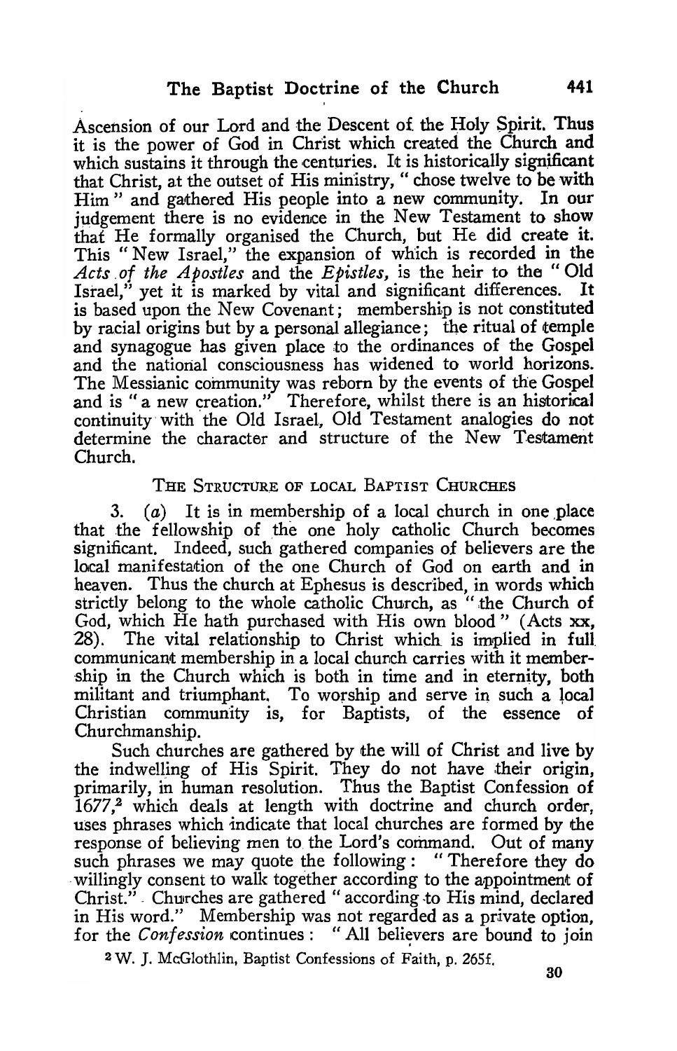Ascension of our Lord and the Descent of the Holy Spirit. Thus it is the power of God in Christ which created the Church and which sustains it through the centuries. It is historically significant that Christ, at the outset of His ministry, " chose twelve to be with Him " and gathered His people into a new community. In our judgement there is no evidence in the New Testament to show that He formally organised the Church, but He did create it. This " New Israel," the expansion of which is recorded in the *Acts of the Apostles* and the *Epistles,* is the heir to the " Old Israel," yet it is marked by vital and significant differences. It is based upon the New Covenant; membership is not constituted by racial origins but by a personal allegiance; the ritual of temple and synagogue has given place to the ordinances of the Gospel and the national consciousness has widened to world horizons. The Messianic community was reborn by the events of the Gospel and is " a new creation." Therefore, whilst there is an historical continuity with the Old Israel, Old Testament analogies do not determine the character and structure of the New Testament Church.

## The Structure of local Baptist Churches

3. (*a*) It is in membership of a local church in one place that the fellowship of the one holy catholic Church becomes significant. Indeed, such gathered companies of believers are the local manifestation of the one Church of God on earth and in heaven. Thus the church at Ephesus is described, in words which strictly belong to the whole catholic Church, as " the Church of God, which He hath purchased with His own blood " (Acts xx, 28). The vital relationship to Christ which is implied in full communicant membership in a local church carries with it membership in the Church which is both in time and in eternity, both militant and triumphant. To worship and serve in such a local Christian community is, for Baptists, of the essence of Churchmanship.

Such churches are gathered by the will of Christ and live by the indwelling of His Spirit. They do not have their origin, primarily, in human resolution. Thus the Baptist Confession of 1677,[2] which deals at length with doctrine and church order, uses phrases which indicate that local churches are formed by the response of believing men to the Lord's command. Out of many such phrases we may quote the following: " Therefore they do willingly consent to walk together according to the appointment of Christ." Churches are gathered " according to His mind, declared in His word." Membership was not regarded as a private option, for the *Confession* continues: " All believers are bound to join

[2] W. J. McGlothlin, Baptist Confessions of Faith, p. 265f.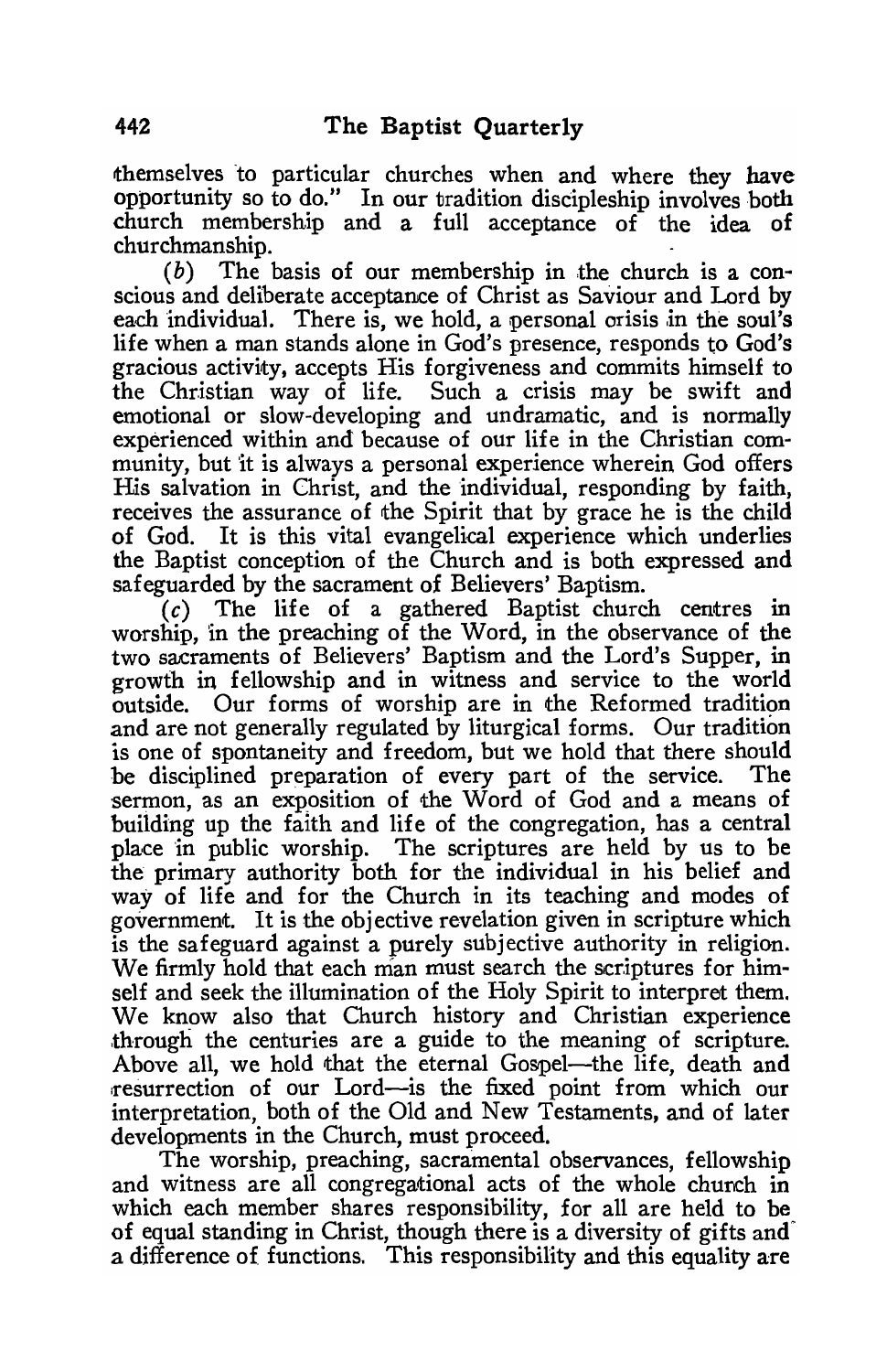themselves to particular churches when and where they have opportunity so to do." In our tradition discipleship involves both church membership and a full acceptance of the idea of churchmanship.

(*b*) The basis of our membership in the church is a conscious and deliberate acceptance of Christ as Saviour and Lord by each individual. There is, we hold, a personal crisis in the soul's life when a man stands alone in God's presence, responds to God's gracious activity, accepts His forgiveness and commits himself to the Christian way of life. Such a crisis may be swift and emotional or slow-developing and undramatic, and is normally experienced within and because of our life in the Christian community, but it is always a personal experience wherein God offers His salvation in Christ, and the individual, responding by faith, receives the assurance of the Spirit that by grace he is the child of God. It is this vital evangelical experience which underlies the Baptist conception of the Church and is both expressed and safeguarded by the sacrament of Believers' Baptism.

(*c*) The life of a gathered Baptist church centres in worship, in the preaching of the Word, in the observance of the two sacraments of Believers' Baptism and the Lord's Supper, in growth in fellowship and in witness and service to the world outside. Our forms of worship are in the Reformed tradition and are not generally regulated by liturgical forms. Our tradition is one of spontaneity and freedom, but we hold that there should be disciplined preparation of every part of the service. The sermon, as an exposition of the Word of God and a means of building up the faith and life of the congregation, has a central place in public worship. The scriptures are held by us to be the primary authority both for the individual in his belief and way of life and for the Church in its teaching and modes of government. It is the objective revelation given in scripture which is the safeguard against a purely subjective authority in religion. We firmly hold that each man must search the scriptures for himself and seek the illumination of the Holy Spirit to interpret them. We know also that Church history and Christian experience through the centuries are a guide to the meaning of scripture. Above all, we hold that the eternal Gospel—the life, death and resurrection of our Lord—is the fixed point from which our interpretation, both of the Old and New Testaments, and of later developments in the Church, must proceed.

The worship, preaching, sacramental observances, fellowship and witness are all congregational acts of the whole church in which each member shares responsibility, for all are held to be of equal standing in Christ, though there is a diversity of gifts and a difference of functions. This responsibility and this equality are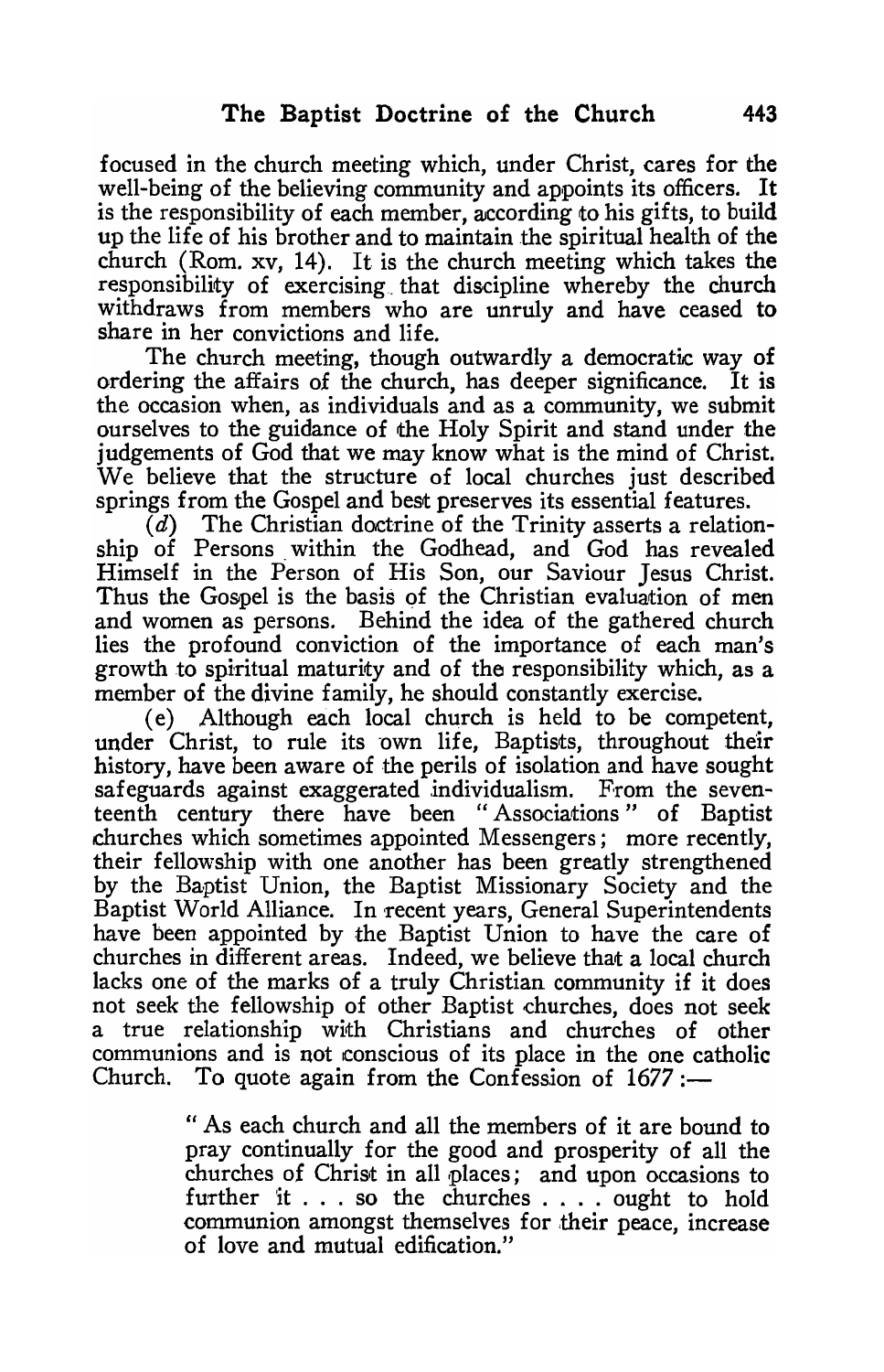focused in the church meeting which, under Christ, cares for the well-being of the believing community and appoints its officers. It is the responsibility of each member, according to his gifts, to build up the life of his brother and to maintain the spiritual health of the church (Rom. xv, 14). It is the church meeting which takes the responsibility of exercising that discipline whereby the church withdraws from members who are unruly and have ceased to share in her convictions and life.

The church meeting, though outwardly a democratic way of ordering the affairs of the church, has deeper significance. It is the occasion when, as individuals and as a community, we submit ourselves to the guidance of the Holy Spirit and stand under the judgements of God that we may know what is the mind of Christ. We believe that the structure of local churches just described springs from the Gospel and best preserves its essential features.

(*d*) The Christian doctrine of the Trinity asserts a relationship of Persons within the Godhead, and God has revealed Himself in the Person of His Son, our Saviour Jesus Christ. Thus the Gospel is the basis of the Christian evaluation of men and women as persons. Behind the idea of the gathered church lies the profound conviction of the importance of each man's growth to spiritual maturity and of the responsibility which, as a member of the divine family, he should constantly exercise.

(e) Although each local church is held to be competent, under Christ, to rule its own life, Baptists, throughout their history, have been aware of the perils of isolation and have sought safeguards against exaggerated individualism. From the seventeenth century there have been "Associations" of Baptist churches which sometimes appointed Messengers; more recently, their fellowship with one another has been greatly strengthened by the Baptist Union, the Baptist Missionary Society and the Baptist World Alliance. In recent years, General Superintendents have been appointed by the Baptist Union to have the care of churches in different areas. Indeed, we believe that a local church lacks one of the marks of a truly Christian community if it does not seek the fellowship of other Baptist churches, does not seek a true relationship with Christians and churches of other communions and is not conscious of its place in the one catholic Church. To quote again from the Confession of 1677:—

> "As each church and all the members of it are bound to pray continually for the good and prosperity of all the churches of Christ in all places; and upon occasions to further it . . . so the churches . . . . ought to hold communion amongst themselves for their peace, increase of love and mutual edification."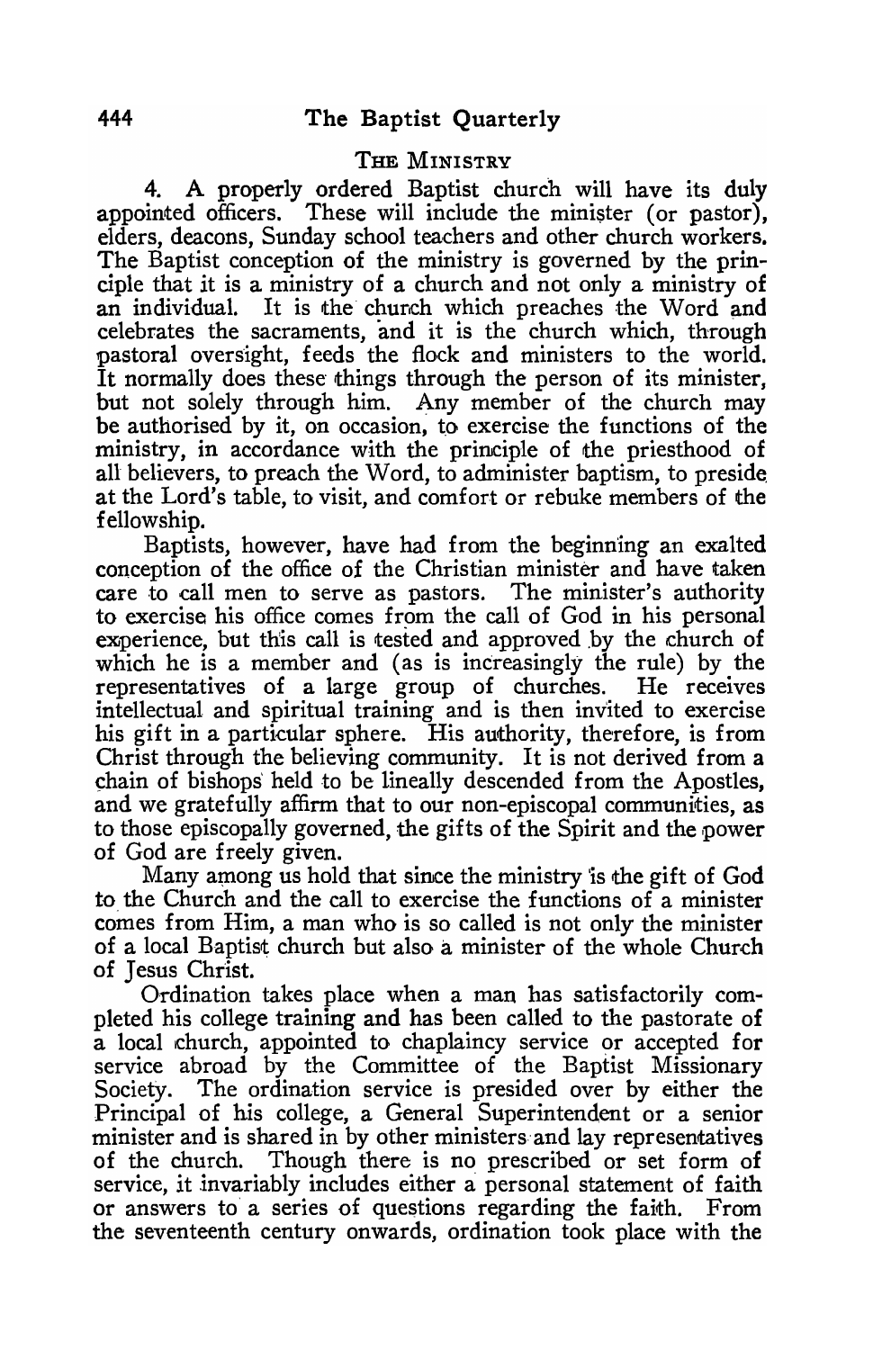### THE MINISTRY

4. A properly ordered Baptist church will have its duly appointed officers. These will include the minister (or pastor), elders, deacons, Sunday school teachers and other church workers. The Baptist conception of the ministry is governed by the principle that it is a ministry of a church and not only a ministry of an individual. It is the church which preaches the Word and celebrates the sacraments, and it is the church which, through pastoral oversight, feeds the flock and ministers to the world. It normally does these things through the person of its minister, but not solely through him. Any member of the church may be authorised by it, on occasion, to exercise the functions of the ministry, in accordance with the principle of the priesthood of all believers, to preach the Word, to administer baptism, to preside at the Lord's table, to visit, and comfort or rebuke members of the fellowship.

Baptists, however, have had from the beginning an exalted conception of the office of the Christian minister and have taken care to call men to serve as pastors. The minister's authority to exercise his office comes from the call of God in his personal experience, but this call is tested and approved by the church of which he is a member and (as is increasingly the rule) by the representatives of a large group of churches. He receives intellectual and spiritual training and is then invited to exercise his gift in a particular sphere. His authority, therefore, is from Christ through the believing community. It is not derived from a chain of bishops held to be lineally descended from the Apostles, and we gratefully affirm that to our non-episcopal communities, as to those episcopally governed, the gifts of the Spirit and the power of God are freely given.

Many among us hold that since the ministry is the gift of God to the Church and the call to exercise the functions of a minister comes from Him, a man who is so called is not only the minister of a local Baptist church but also a minister of the whole Church of Jesus Christ.

Ordination takes place when a man has satisfactorily completed his college training and has been called to the pastorate of a local church, appointed to chaplaincy service or accepted for service abroad by the Committee of the Baptist Missionary Society. The ordination service is presided over by either the Principal of his college, a General Superintendent or a senior minister and is shared in by other ministers and lay representatives of the church. Though there is no prescribed or set form of service, it invariably includes either a personal statement of faith or answers to a series of questions regarding the faith. From the seventeenth century onwards, ordination took place with the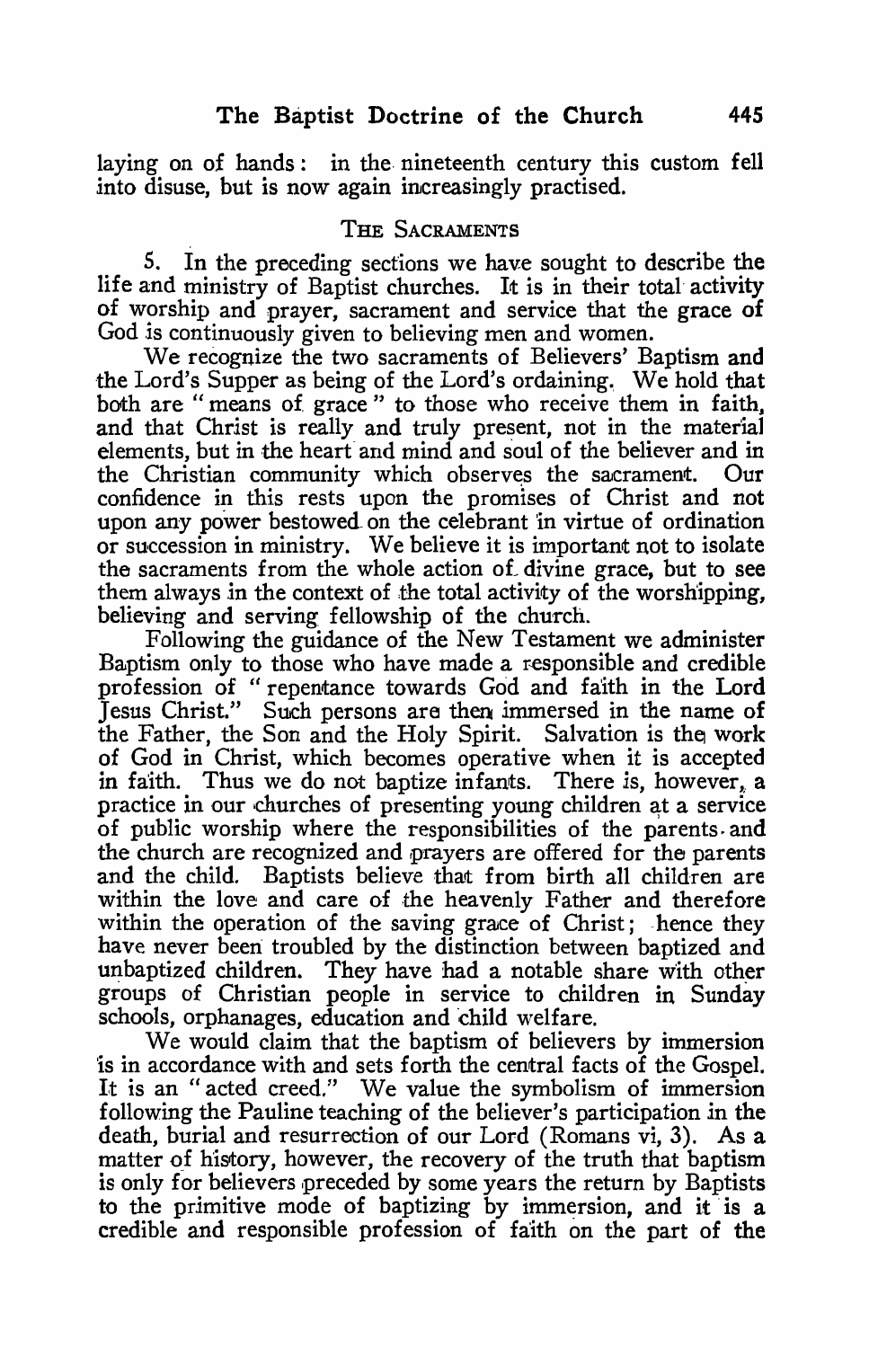laying on of hands: in the nineteenth century this custom fell into disuse, but is now again increasingly practised.

## THE SACRAMENTS

5. In the preceding sections we have sought to describe the life and ministry of Baptist churches. It is in their total activity of worship and prayer, sacrament and service that the grace of God is continuously given to believing men and women.

We recognize the two sacraments of Believers' Baptism and the Lord's Supper as being of the Lord's ordaining. We hold that both are "means of grace" to those who receive them in faith, and that Christ is really and truly present, not in the material elements, but in the heart and mind and soul of the believer and in the Christian community which observes the sacrament. Our confidence in this rests upon the promises of Christ and not upon any power bestowed on the celebrant in virtue of ordination or succession in ministry. We believe it is important not to isolate the sacraments from the whole action of divine grace, but to see them always in the context of the total activity of the worshipping, believing and serving fellowship of the church.

Following the guidance of the New Testament we administer Baptism only to those who have made a responsible and credible profession of "repentance towards God and faith in the Lord Jesus Christ." Such persons are then immersed in the name of the Father, the Son and the Holy Spirit. Salvation is the work of God in Christ, which becomes operative when it is accepted in faith. Thus we do not baptize infants. There is, however, a practice in our churches of presenting young children at a service of public worship where the responsibilities of the parents and the church are recognized and prayers are offered for the parents and the child. Baptists believe that from birth all children are within the love and care of the heavenly Father and therefore within the operation of the saving grace of Christ; hence they have never been troubled by the distinction between baptized and unbaptized children. They have had a notable share with other groups of Christian people in service to children in Sunday schools, orphanages, education and child welfare.

We would claim that the baptism of believers by immersion is in accordance with and sets forth the central facts of the Gospel. It is an "acted creed." We value the symbolism of immersion following the Pauline teaching of the believer's participation in the death, burial and resurrection of our Lord (Romans vi, 3). As a matter of history, however, the recovery of the truth that baptism is only for believers preceded by some years the return by Baptists to the primitive mode of baptizing by immersion, and it is a credible and responsible profession of faith on the part of the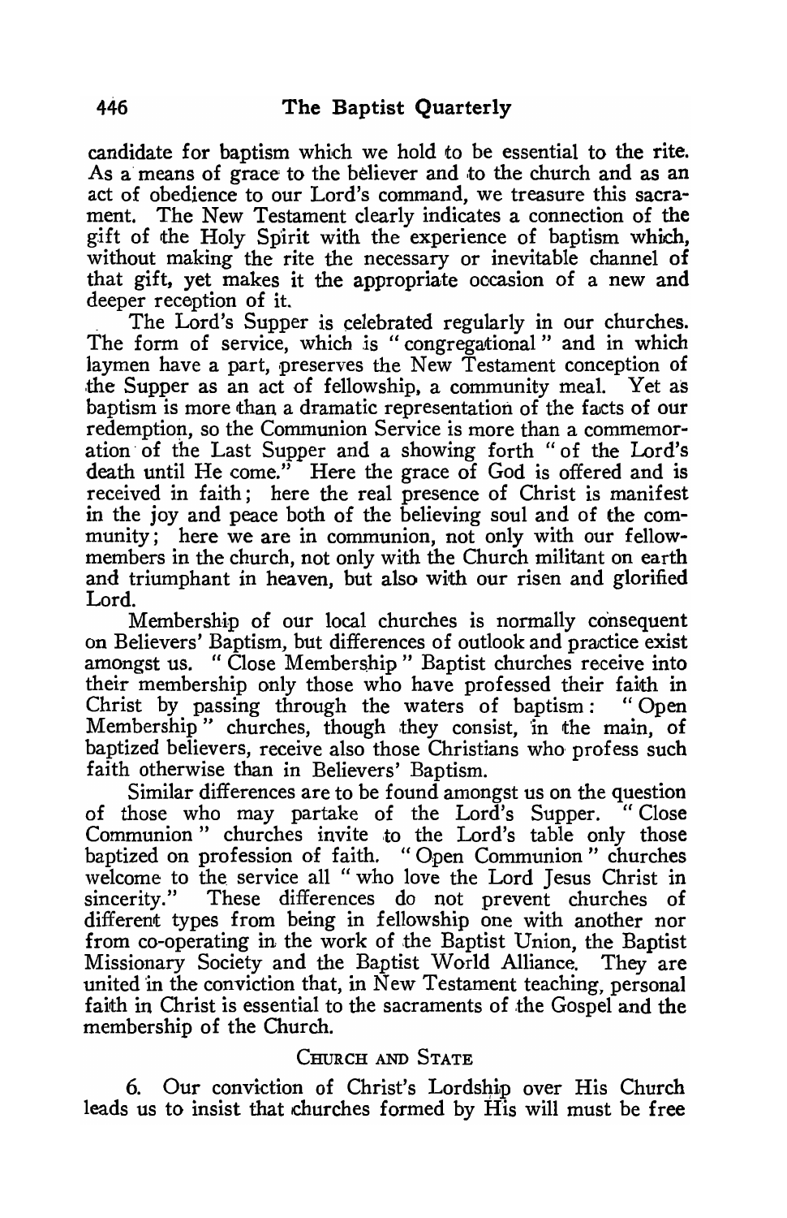candidate for baptism which we hold to be essential to the rite. As a means of grace to the believer and to the church and as an act of obedience to our Lord's command, we treasure this sacrament. The New Testament clearly indicates a connection of the gift of the Holy Spirit with the experience of baptism which, without making the rite the necessary or inevitable channel of that gift, yet makes it the appropriate occasion of a new and deeper reception of it.

The Lord's Supper is celebrated regularly in our churches. The form of service, which is "congregational" and in which laymen have a part, preserves the New Testament conception of the Supper as an act of fellowship, a community meal. Yet as baptism is more than a dramatic representation of the facts of our redemption, so the Communion Service is more than a commemoration of the Last Supper and a showing forth "of the Lord's death until He come." Here the grace of God is offered and is received in faith; here the real presence of Christ is manifest in the joy and peace both of the believing soul and of the community; here we are in communion, not only with our fellow-members in the church, not only with the Church militant on earth and triumphant in heaven, but also with our risen and glorified Lord.

Membership of our local churches is normally consequent on Believers' Baptism, but differences of outlook and practice exist amongst us. "Close Membership" Baptist churches receive into their membership only those who have professed their faith in Christ by passing through the waters of baptism: "Open Membership" churches, though they consist, in the main, of baptized believers, receive also those Christians who profess such faith otherwise than in Believers' Baptism.

Similar differences are to be found amongst us on the question of those who may partake of the Lord's Supper. "Close Communion" churches invite to the Lord's table only those baptized on profession of faith. "Open Communion" churches welcome to the service all "who love the Lord Jesus Christ in sincerity." These differences do not prevent churches of different types from being in fellowship one with another nor from co-operating in the work of the Baptist Union, the Baptist Missionary Society and the Baptist World Alliance. They are united in the conviction that, in New Testament teaching, personal faith in Christ is essential to the sacraments of the Gospel and the membership of the Church.

## Church and State

6. Our conviction of Christ's Lordship over His Church leads us to insist that churches formed by His will must be free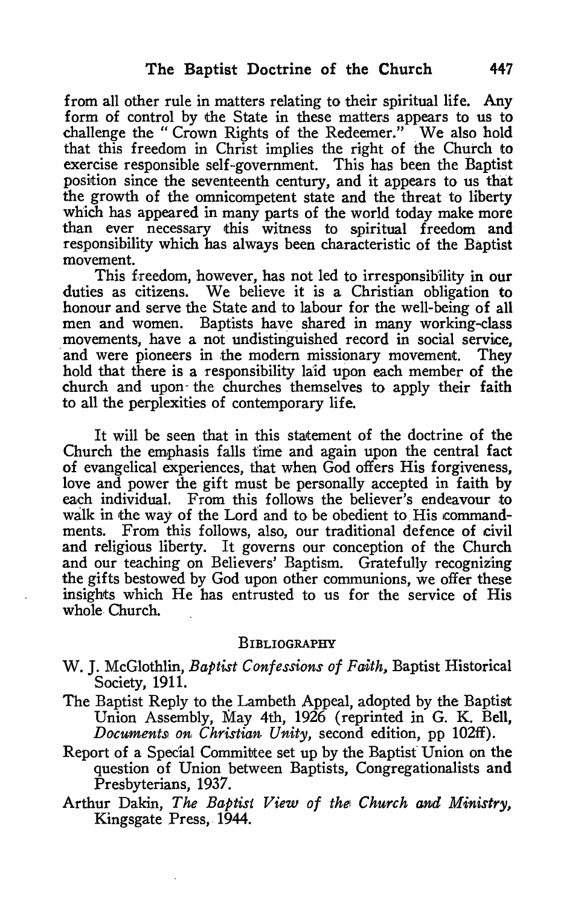from all other rule in matters relating to their spiritual life. Any form of control by the State in these matters appears to us to challenge the "Crown Rights of the Redeemer." We also hold that this freedom in Christ implies the right of the Church to exercise responsible self-government. This has been the Baptist position since the seventeenth century, and it appears to us that the growth of the omnicompetent state and the threat to liberty which has appeared in many parts of the world today make more than ever necessary this witness to spiritual freedom and responsibility which has always been characteristic of the Baptist movement.

This freedom, however, has not led to irresponsibility in our duties as citizens. We believe it is a Christian obligation to honour and serve the State and to labour for the well-being of all men and women. Baptists have shared in many working-class movements, have a not undistinguished record in social service, and were pioneers in the modern missionary movement. They hold that there is a responsibility laid upon each member of the church and upon the churches themselves to apply their faith to all the perplexities of contemporary life.

It will be seen that in this statement of the doctrine of the Church the emphasis falls time and again upon the central fact of evangelical experiences, that when God offers His forgiveness, love and power the gift must be personally accepted in faith by each individual. From this follows the believer's endeavour to walk in the way of the Lord and to be obedient to His commandments. From this follows, also, our traditional defence of civil and religious liberty. It governs our conception of the Church and our teaching on Believers' Baptism. Gratefully recognizing the gifts bestowed by God upon other communions, we offer these insights which He has entrusted to us for the service of His whole Church.

## Bibliography

W. J. McGlothlin, *Baptist Confessions of Faith*, Baptist Historical Society, 1911.

The Baptist Reply to the Lambeth Appeal, adopted by the Baptist Union Assembly, May 4th, 1926 (reprinted in G. K. Bell, *Documents on Christian Unity*, second edition, pp 102ff).

Report of a Special Committee set up by the Baptist Union on the question of Union between Baptists, Congregationalists and Presbyterians, 1937.

Arthur Dakin, *The Baptist View of the Church and Ministry*, Kingsgate Press, 1944.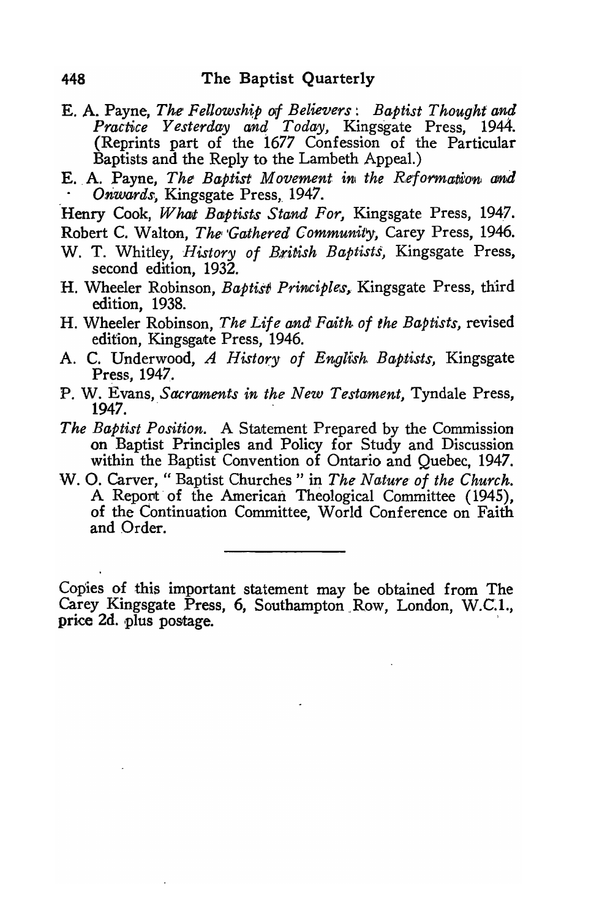E. A. Payne, *The Fellowship of Believers: Baptist Thought and Practice Yesterday and Today*, Kingsgate Press, 1944. (Reprints part of the 1677 Confession of the Particular Baptists and the Reply to the Lambeth Appeal.)

E. A. Payne, *The Baptist Movement in the Reformation and Onwards*, Kingsgate Press, 1947.

Henry Cook, *What Baptists Stand For*, Kingsgate Press, 1947.

Robert C. Walton, *The Gathered Community*, Carey Press, 1946.

W. T. Whitley, *History of British Baptists*, Kingsgate Press, second edition, 1932.

H. Wheeler Robinson, *Baptist Principles*, Kingsgate Press, third edition, 1938.

H. Wheeler Robinson, *The Life and Faith of the Baptists*, revised edition, Kingsgate Press, 1946.

A. C. Underwood, *A History of English Baptists*, Kingsgate Press, 1947.

P. W. Evans, *Sacraments in the New Testament*, Tyndale Press, 1947.

*The Baptist Position*. A Statement Prepared by the Commission on Baptist Principles and Policy for Study and Discussion within the Baptist Convention of Ontario and Quebec, 1947.

W. O. Carver, " Baptist Churches " in *The Nature of the Church*. A Report of the American Theological Committee (1945), of the Continuation Committee, World Conference on Faith and Order.

---

Copies of this important statement may be obtained from The Carey Kingsgate Press, 6, Southampton Row, London, W.C.1., price 2d. plus postage.